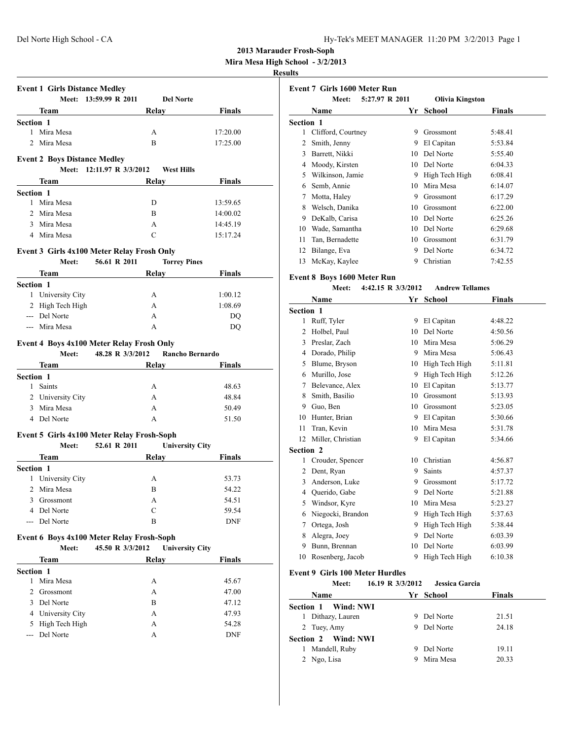**2013 Marauder Frosh-Soph**

**Mira Mesa High School - 3/2/2013**

**Results**

### Event 1 Girls Distance Medley

Meet: 13:59.99 R 2011 Del Norte

| | Team | Relay | Finals |
|---|---|---|---|
| **Section 1** | | | |
| 1 | Mira Mesa | A | 17:20.00 |
| 2 | Mira Mesa | B | 17:25.00 |

### Event 2 Boys Distance Medley

Meet: 12:11.97 R 3/3/2012 West Hills

| | Team | Relay | Finals |
|---|---|---|---|
| **Section 1** | | | |
| 1 | Mira Mesa | D | 13:59.65 |
| 2 | Mira Mesa | B | 14:00.02 |
| 3 | Mira Mesa | A | 14:45.19 |
| 4 | Mira Mesa | C | 15:17.24 |

### Event 3 Girls 4x100 Meter Relay Frosh Only

Meet: 56.61 R 2011 Torrey Pines

| | Team | Relay | Finals |
|---|---|---|---|
| **Section 1** | | | |
| 1 | University City | A | 1:00.12 |
| 2 | High Tech High | A | 1:08.69 |
| --- | Del Norte | A | DQ |
| --- | Mira Mesa | A | DQ |

### Event 4 Boys 4x100 Meter Relay Frosh Only

Meet: 48.28 R 3/3/2012 Rancho Bernardo

| | Team | Relay | Finals |
|---|---|---|---|
| **Section 1** | | | |
| 1 | Saints | A | 48.63 |
| 2 | University City | A | 48.84 |
| 3 | Mira Mesa | A | 50.49 |
| 4 | Del Norte | A | 51.50 |

### Event 5 Girls 4x100 Meter Relay Frosh-Soph

Meet: 52.61 R 2011 University City

| | Team | Relay | Finals |
|---|---|---|---|
| **Section 1** | | | |
| 1 | University City | A | 53.73 |
| 2 | Mira Mesa | B | 54.22 |
| 3 | Grossmont | A | 54.51 |
| 4 | Del Norte | C | 59.54 |
| --- | Del Norte | B | DNF |

### Event 6 Boys 4x100 Meter Relay Frosh-Soph

Meet: 45.50 R 3/3/2012 University City

| | Team | Relay | Finals |
|---|---|---|---|
| **Section 1** | | | |
| 1 | Mira Mesa | A | 45.67 |
| 2 | Grossmont | A | 47.00 |
| 3 | Del Norte | B | 47.12 |
| 4 | University City | A | 47.93 |
| 5 | High Tech High | A | 54.28 |
| --- | Del Norte | A | DNF |

### Event 7 Girls 1600 Meter Run

Meet: 5:27.97 R 2011 Olivia Kingston

| | Name | Yr | School | Finals |
|---|---|---|---|---|
| **Section 1** | | | | |
| 1 | Clifford, Courtney | 9 | Grossmont | 5:48.41 |
| 2 | Smith, Jenny | 9 | El Capitan | 5:53.84 |
| 3 | Barrett, Nikki | 10 | Del Norte | 5:55.40 |
| 4 | Moody, Kirsten | 10 | Del Norte | 6:04.33 |
| 5 | Wilkinson, Jamie | 9 | High Tech High | 6:08.41 |
| 6 | Semb, Annie | 10 | Mira Mesa | 6:14.07 |
| 7 | Motta, Haley | 9 | Grossmont | 6:17.29 |
| 8 | Welsch, Danika | 10 | Grossmont | 6:22.00 |
| 9 | DeKalb, Carisa | 10 | Del Norte | 6:25.26 |
| 10 | Wade, Samantha | 10 | Del Norte | 6:29.68 |
| 11 | Tan, Bernadette | 10 | Grossmont | 6:31.79 |
| 12 | Bilange, Eva | 9 | Del Norte | 6:34.72 |
| 13 | McKay, Kaylee | 9 | Christian | 7:42.55 |

### Event 8 Boys 1600 Meter Run

Meet: 4:42.15 R 3/3/2012 Andrew Tellames

| | Name | Yr | School | Finals |
|---|---|---|---|---|
| **Section 1** | | | | |
| 1 | Ruff, Tyler | 9 | El Capitan | 4:48.22 |
| 2 | Holbel, Paul | 10 | Del Norte | 4:50.56 |
| 3 | Preslar, Zach | 10 | Mira Mesa | 5:06.29 |
| 4 | Dorado, Philip | 9 | Mira Mesa | 5:06.43 |
| 5 | Blume, Bryson | 10 | High Tech High | 5:11.81 |
| 6 | Murillo, Jose | 9 | High Tech High | 5:12.26 |
| 7 | Belevance, Alex | 10 | El Capitan | 5:13.77 |
| 8 | Smith, Basilio | 10 | Grossmont | 5:13.93 |
| 9 | Guo, Ben | 10 | Grossmont | 5:23.05 |
| 10 | Hunter, Brian | 9 | El Capitan | 5:30.66 |
| 11 | Tran, Kevin | 10 | Mira Mesa | 5:31.78 |
| 12 | Miller, Christian | 9 | El Capitan | 5:34.66 |
| **Section 2** | | | | |
| 1 | Crouder, Spencer | 10 | Christian | 4:56.87 |
| 2 | Dent, Ryan | 9 | Saints | 4:57.37 |
| 3 | Anderson, Luke | 9 | Grossmont | 5:17.72 |
| 4 | Querido, Gabe | 9 | Del Norte | 5:21.88 |
| 5 | Windsor, Kyre | 10 | Mira Mesa | 5:23.27 |
| 6 | Niegocki, Brandon | 9 | High Tech High | 5:37.63 |
| 7 | Ortega, Josh | 9 | High Tech High | 5:38.44 |
| 8 | Alegra, Joey | 9 | Del Norte | 6:03.39 |
| 9 | Bunn, Brennan | 10 | Del Norte | 6:03.99 |
| 10 | Rosenberg, Jacob | 9 | High Tech High | 6:10.38 |

### Event 9 Girls 100 Meter Hurdles

Meet: 16.19 R 3/3/2012 Jessica Garcia

| | Name | Yr | School | Finals |
|---|---|---|---|---|
| **Section 1 Wind: NWI** | | | | |
| 1 | Dithazy, Lauren | 9 | Del Norte | 21.51 |
| 2 | Tuey, Amy | 9 | Del Norte | 24.18 |
| **Section 2 Wind: NWI** | | | | |
| 1 | Mandell, Ruby | 9 | Del Norte | 19.11 |
| 2 | Ngo, Lisa | 9 | Mira Mesa | 20.33 |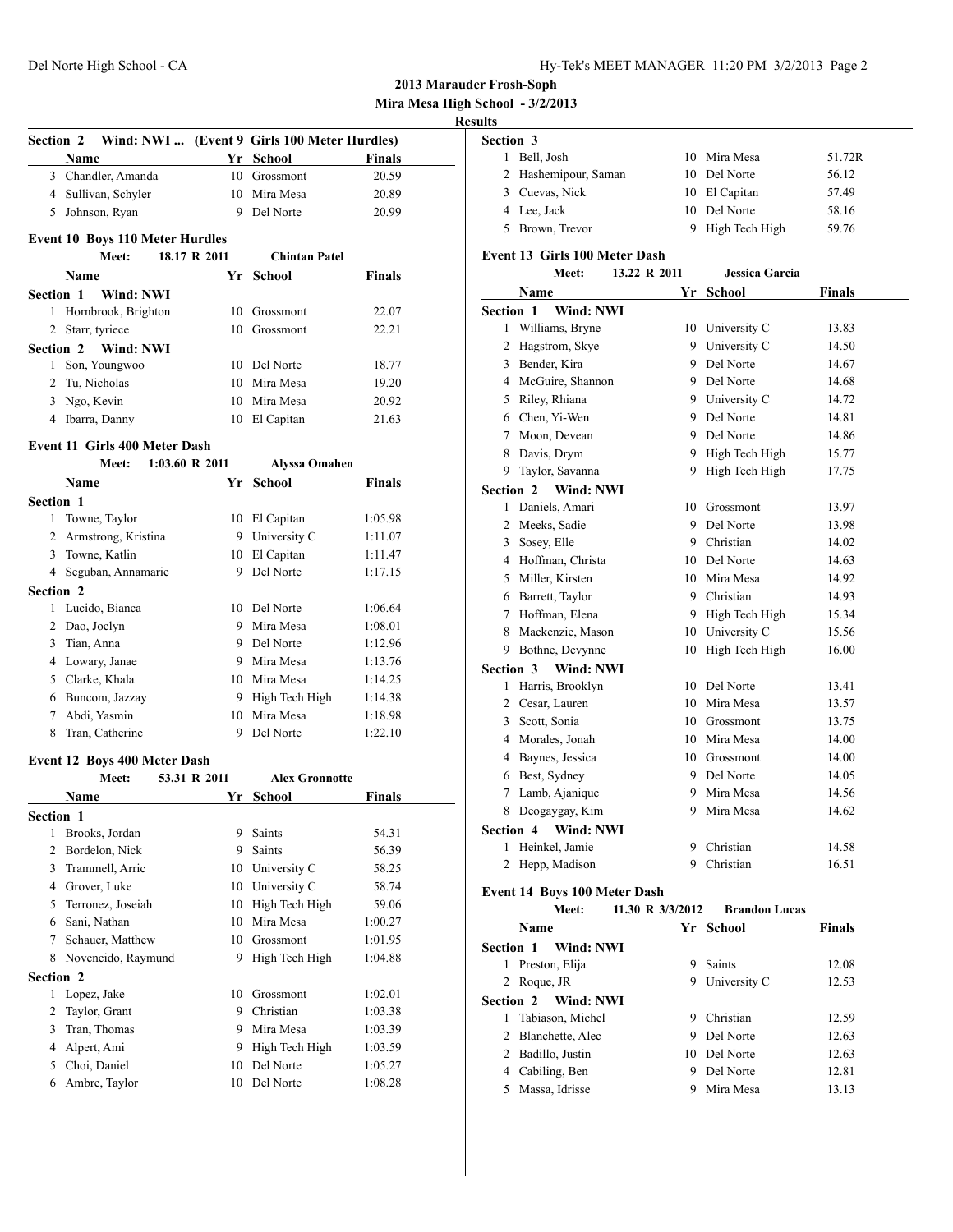## 2013 Marauder Frosh-Soph

**Mira Mesa High School - 3/2/2013**

**Results**

### Section 2 Wind: NWI ... (Event 9 Girls 100 Meter Hurdles)

| | Name | Yr | School | Finals |
|---|---|---|---|---|
| 3 | Chandler, Amanda | 10 | Grossmont | 20.59 |
| 4 | Sullivan, Schyler | 10 | Mira Mesa | 20.89 |
| 5 | Johnson, Ryan | 9 | Del Norte | 20.99 |

### Event 10 Boys 110 Meter Hurdles

Meet: 18.17 R 2011 Chintan Patel

| | Name | Yr | School | Finals |
|---|---|---|---|---|
| **Section 1 Wind: NWI** | | | | |
| 1 | Hornbrook, Brighton | 10 | Grossmont | 22.07 |
| 2 | Starr, tyriece | 10 | Grossmont | 22.21 |
| **Section 2 Wind: NWI** | | | | |
| 1 | Son, Youngwoo | 10 | Del Norte | 18.77 |
| 2 | Tu, Nicholas | 10 | Mira Mesa | 19.20 |
| 3 | Ngo, Kevin | 10 | Mira Mesa | 20.92 |
| 4 | Ibarra, Danny | 10 | El Capitan | 21.63 |

### Event 11 Girls 400 Meter Dash

Meet: 1:03.60 R 2011 Alyssa Omahen

| | Name | Yr | School | Finals |
|---|---|---|---|---|
| **Section 1** | | | | |
| 1 | Towne, Taylor | 10 | El Capitan | 1:05.98 |
| 2 | Armstrong, Kristina | 9 | University C | 1:11.07 |
| 3 | Towne, Katlin | 10 | El Capitan | 1:11.47 |
| 4 | Seguban, Annamarie | 9 | Del Norte | 1:17.15 |
| **Section 2** | | | | |
| 1 | Lucido, Bianca | 10 | Del Norte | 1:06.64 |
| 2 | Dao, Joclyn | 9 | Mira Mesa | 1:08.01 |
| 3 | Tian, Anna | 9 | Del Norte | 1:12.96 |
| 4 | Lowary, Janae | 9 | Mira Mesa | 1:13.76 |
| 5 | Clarke, Khala | 10 | Mira Mesa | 1:14.25 |
| 6 | Buncom, Jazzay | 9 | High Tech High | 1:14.38 |
| 7 | Abdi, Yasmin | 10 | Mira Mesa | 1:18.98 |
| 8 | Tran, Catherine | 9 | Del Norte | 1:22.10 |

### Event 12 Boys 400 Meter Dash

Meet: 53.31 R 2011 Alex Gronnotte

| | Name | Yr | School | Finals |
|---|---|---|---|---|
| **Section 1** | | | | |
| 1 | Brooks, Jordan | 9 | Saints | 54.31 |
| 2 | Bordelon, Nick | 9 | Saints | 56.39 |
| 3 | Trammell, Arric | 10 | University C | 58.25 |
| 4 | Grover, Luke | 10 | University C | 58.74 |
| 5 | Terronez, Joseiah | 10 | High Tech High | 59.06 |
| 6 | Sani, Nathan | 10 | Mira Mesa | 1:00.27 |
| 7 | Schauer, Matthew | 10 | Grossmont | 1:01.95 |
| 8 | Novencido, Raymund | 9 | High Tech High | 1:04.88 |
| **Section 2** | | | | |
| 1 | Lopez, Jake | 10 | Grossmont | 1:02.01 |
| 2 | Taylor, Grant | 9 | Christian | 1:03.38 |
| 3 | Tran, Thomas | 9 | Mira Mesa | 1:03.39 |
| 4 | Alpert, Ami | 9 | High Tech High | 1:03.59 |
| 5 | Choi, Daniel | 10 | Del Norte | 1:05.27 |
| 6 | Ambre, Taylor | 10 | Del Norte | 1:08.28 |
| **Section 3** | | | | |
| 1 | Bell, Josh | 10 | Mira Mesa | 51.72R |
| 2 | Hashemipour, Saman | 10 | Del Norte | 56.12 |
| 3 | Cuevas, Nick | 10 | El Capitan | 57.49 |
| 4 | Lee, Jack | 10 | Del Norte | 58.16 |
| 5 | Brown, Trevor | 9 | High Tech High | 59.76 |

### Event 13 Girls 100 Meter Dash

Meet: 13.22 R 2011 Jessica Garcia

| | Name | Yr | School | Finals |
|---|---|---|---|---|
| **Section 1 Wind: NWI** | | | | |
| 1 | Williams, Bryne | 10 | University C | 13.83 |
| 2 | Hagstrom, Skye | 9 | University C | 14.50 |
| 3 | Bender, Kira | 9 | Del Norte | 14.67 |
| 4 | McGuire, Shannon | 9 | Del Norte | 14.68 |
| 5 | Riley, Rhiana | 9 | University C | 14.72 |
| 6 | Chen, Yi-Wen | 9 | Del Norte | 14.81 |
| 7 | Moon, Devean | 9 | Del Norte | 14.86 |
| 8 | Davis, Drym | 9 | High Tech High | 15.77 |
| 9 | Taylor, Savanna | 9 | High Tech High | 17.75 |
| **Section 2 Wind: NWI** | | | | |
| 1 | Daniels, Amari | 10 | Grossmont | 13.97 |
| 2 | Meeks, Sadie | 9 | Del Norte | 13.98 |
| 3 | Sosey, Elle | 9 | Christian | 14.02 |
| 4 | Hoffman, Christa | 10 | Del Norte | 14.63 |
| 5 | Miller, Kirsten | 10 | Mira Mesa | 14.92 |
| 6 | Barrett, Taylor | 9 | Christian | 14.93 |
| 7 | Hoffman, Elena | 9 | High Tech High | 15.34 |
| 8 | Mackenzie, Mason | 10 | University C | 15.56 |
| 9 | Bothne, Devynne | 10 | High Tech High | 16.00 |
| **Section 3 Wind: NWI** | | | | |
| 1 | Harris, Brooklyn | 10 | Del Norte | 13.41 |
| 2 | Cesar, Lauren | 10 | Mira Mesa | 13.57 |
| 3 | Scott, Sonia | 10 | Grossmont | 13.75 |
| 4 | Morales, Jonah | 10 | Mira Mesa | 14.00 |
| 4 | Baynes, Jessica | 10 | Grossmont | 14.00 |
| 6 | Best, Sydney | 9 | Del Norte | 14.05 |
| 7 | Lamb, Ajanique | 9 | Mira Mesa | 14.56 |
| 8 | Deogaygay, Kim | 9 | Mira Mesa | 14.62 |
| **Section 4 Wind: NWI** | | | | |
| 1 | Heinkel, Jamie | 9 | Christian | 14.58 |
| 2 | Hepp, Madison | 9 | Christian | 16.51 |

### Event 14 Boys 100 Meter Dash

Meet: 11.30 R 3/3/2012 Brandon Lucas

| | Name | Yr | School | Finals |
|---|---|---|---|---|
| **Section 1 Wind: NWI** | | | | |
| 1 | Preston, Elija | 9 | Saints | 12.08 |
| 2 | Roque, JR | 9 | University C | 12.53 |
| **Section 2 Wind: NWI** | | | | |
| 1 | Tabiason, Michel | 9 | Christian | 12.59 |
| 2 | Blanchette, Alec | 9 | Del Norte | 12.63 |
| 2 | Badillo, Justin | 10 | Del Norte | 12.63 |
| 4 | Cabiling, Ben | 9 | Del Norte | 12.81 |
| 5 | Massa, Idrisse | 9 | Mira Mesa | 13.13 |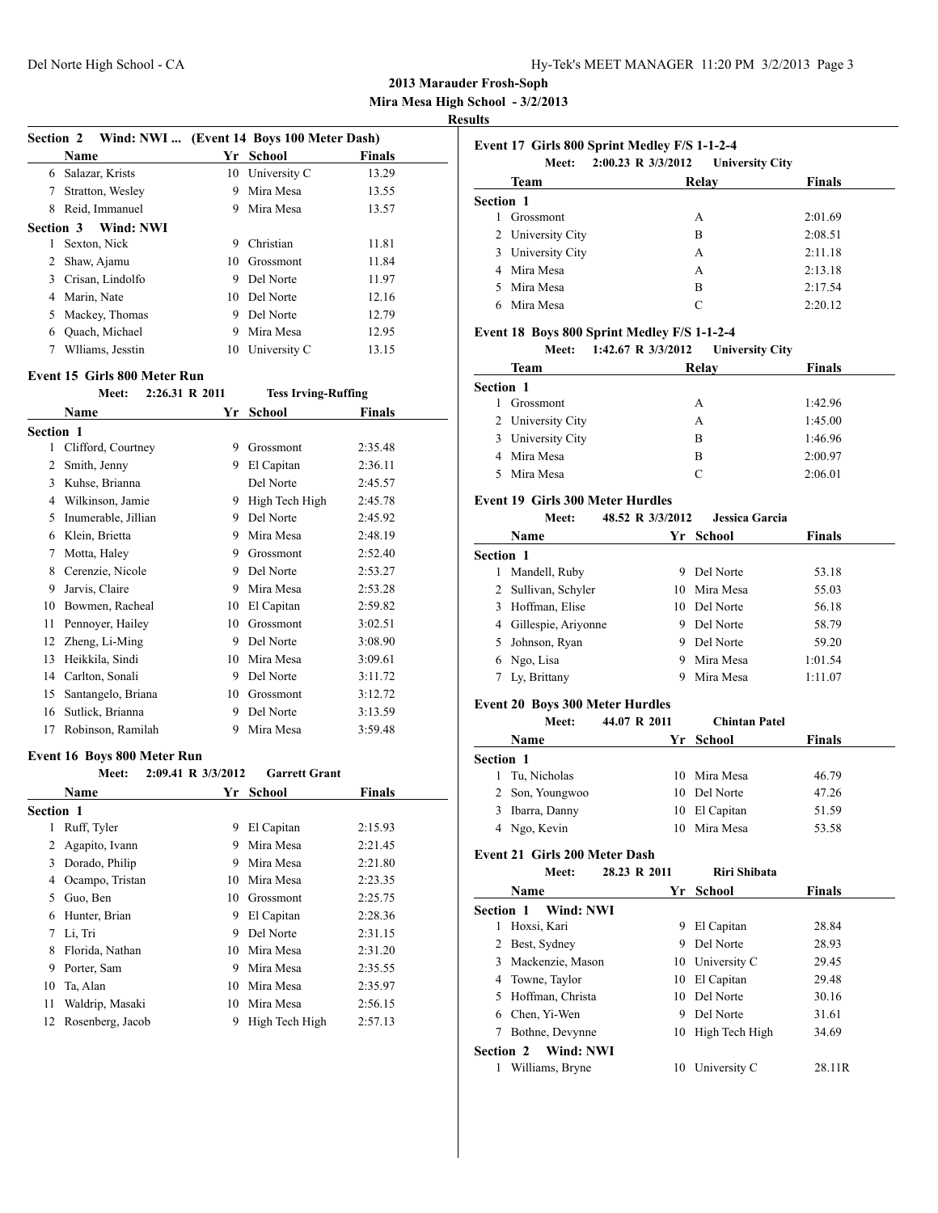## 2013 Marauder Frosh-Soph

**Mira Mesa High School - 3/2/2013**

**Results**

### Section 2 Wind: NWI ... (Event 14 Boys 100 Meter Dash)

| | Name | Yr | School | Finals |
|---|---|---|---|---|
| 6 | Salazar, Krists | 10 | University C | 13.29 |
| 7 | Stratton, Wesley | 9 | Mira Mesa | 13.55 |
| 8 | Reid, Immanuel | 9 | Mira Mesa | 13.57 |
| **Section 3 Wind: NWI** | | | | |
| 1 | Sexton, Nick | 9 | Christian | 11.81 |
| 2 | Shaw, Ajamu | 10 | Grossmont | 11.84 |
| 3 | Crisan, Lindolfo | 9 | Del Norte | 11.97 |
| 4 | Marin, Nate | 10 | Del Norte | 12.16 |
| 5 | Mackey, Thomas | 9 | Del Norte | 12.79 |
| 6 | Quach, Michael | 9 | Mira Mesa | 12.95 |
| 7 | Wlliams, Jesstin | 10 | University C | 13.15 |

### Event 15 Girls 800 Meter Run

Meet: 2:26.31 R 2011 Tess Irving-Ruffing

| | Name | Yr | School | Finals |
|---|---|---|---|---|
| **Section 1** | | | | |
| 1 | Clifford, Courtney | 9 | Grossmont | 2:35.48 |
| 2 | Smith, Jenny | 9 | El Capitan | 2:36.11 |
| 3 | Kuhse, Brianna | | Del Norte | 2:45.57 |
| 4 | Wilkinson, Jamie | 9 | High Tech High | 2:45.78 |
| 5 | Inumerable, Jillian | 9 | Del Norte | 2:45.92 |
| 6 | Klein, Brietta | 9 | Mira Mesa | 2:48.19 |
| 7 | Motta, Haley | 9 | Grossmont | 2:52.40 |
| 8 | Cerenzie, Nicole | 9 | Del Norte | 2:53.27 |
| 9 | Jarvis, Claire | 9 | Mira Mesa | 2:53.28 |
| 10 | Bowmen, Racheal | 10 | El Capitan | 2:59.82 |
| 11 | Pennoyer, Hailey | 10 | Grossmont | 3:02.51 |
| 12 | Zheng, Li-Ming | 9 | Del Norte | 3:08.90 |
| 13 | Heikkila, Sindi | 10 | Mira Mesa | 3:09.61 |
| 14 | Carlton, Sonali | 9 | Del Norte | 3:11.72 |
| 15 | Santangelo, Briana | 10 | Grossmont | 3:12.72 |
| 16 | Sutlick, Brianna | 9 | Del Norte | 3:13.59 |
| 17 | Robinson, Ramilah | 9 | Mira Mesa | 3:59.48 |

### Event 16 Boys 800 Meter Run

Meet: 2:09.41 R 3/3/2012 Garrett Grant

| | Name | Yr | School | Finals |
|---|---|---|---|---|
| **Section 1** | | | | |
| 1 | Ruff, Tyler | 9 | El Capitan | 2:15.93 |
| 2 | Agapito, Ivann | 9 | Mira Mesa | 2:21.45 |
| 3 | Dorado, Philip | 9 | Mira Mesa | 2:21.80 |
| 4 | Ocampo, Tristan | 10 | Mira Mesa | 2:23.35 |
| 5 | Guo, Ben | 10 | Grossmont | 2:25.75 |
| 6 | Hunter, Brian | 9 | El Capitan | 2:28.36 |
| 7 | Li, Tri | 9 | Del Norte | 2:31.15 |
| 8 | Florida, Nathan | 10 | Mira Mesa | 2:31.20 |
| 9 | Porter, Sam | 9 | Mira Mesa | 2:35.55 |
| 10 | Ta, Alan | 10 | Mira Mesa | 2:35.97 |
| 11 | Waldrip, Masaki | 10 | Mira Mesa | 2:56.15 |
| 12 | Rosenberg, Jacob | 9 | High Tech High | 2:57.13 |

### Event 17 Girls 800 Sprint Medley F/S 1-1-2-4

Meet: 2:00.23 R 3/3/2012 University City

| | Team | Relay | Finals |
|---|---|---|---|
| **Section 1** | | | |
| 1 | Grossmont | A | 2:01.69 |
| 2 | University City | B | 2:08.51 |
| 3 | University City | A | 2:11.18 |
| 4 | Mira Mesa | A | 2:13.18 |
| 5 | Mira Mesa | B | 2:17.54 |
| 6 | Mira Mesa | C | 2:20.12 |

### Event 18 Boys 800 Sprint Medley F/S 1-1-2-4

Meet: 1:42.67 R 3/3/2012 University City

| | Team | Relay | Finals |
|---|---|---|---|
| **Section 1** | | | |
| 1 | Grossmont | A | 1:42.96 |
| 2 | University City | A | 1:45.00 |
| 3 | University City | B | 1:46.96 |
| 4 | Mira Mesa | B | 2:00.97 |
| 5 | Mira Mesa | C | 2:06.01 |

### Event 19 Girls 300 Meter Hurdles

Meet: 48.52 R 3/3/2012 Jessica Garcia

| | Name | Yr | School | Finals |
|---|---|---|---|---|
| **Section 1** | | | | |
| 1 | Mandell, Ruby | 9 | Del Norte | 53.18 |
| 2 | Sullivan, Schyler | 10 | Mira Mesa | 55.03 |
| 3 | Hoffman, Elise | 10 | Del Norte | 56.18 |
| 4 | Gillespie, Ariyonne | 9 | Del Norte | 58.79 |
| 5 | Johnson, Ryan | 9 | Del Norte | 59.20 |
| 6 | Ngo, Lisa | 9 | Mira Mesa | 1:01.54 |
| 7 | Ly, Brittany | 9 | Mira Mesa | 1:11.07 |

### Event 20 Boys 300 Meter Hurdles

Meet: 44.07 R 2011 Chintan Patel

| | Name | Yr | School | Finals |
|---|---|---|---|---|
| **Section 1** | | | | |
| 1 | Tu, Nicholas | 10 | Mira Mesa | 46.79 |
| 2 | Son, Youngwoo | 10 | Del Norte | 47.26 |
| 3 | Ibarra, Danny | 10 | El Capitan | 51.59 |
| 4 | Ngo, Kevin | 10 | Mira Mesa | 53.58 |

### Event 21 Girls 200 Meter Dash

Meet: 28.23 R 2011 Riri Shibata

| | Name | Yr | School | Finals |
|---|---|---|---|---|
| **Section 1 Wind: NWI** | | | | |
| 1 | Hoxsi, Kari | 9 | El Capitan | 28.84 |
| 2 | Best, Sydney | 9 | Del Norte | 28.93 |
| 3 | Mackenzie, Mason | 10 | University C | 29.45 |
| 4 | Towne, Taylor | 10 | El Capitan | 29.48 |
| 5 | Hoffman, Christa | 10 | Del Norte | 30.16 |
| 6 | Chen, Yi-Wen | 9 | Del Norte | 31.61 |
| 7 | Bothne, Devynne | 10 | High Tech High | 34.69 |
| **Section 2 Wind: NWI** | | | | |
| 1 | Williams, Bryne | 10 | University C | 28.11R |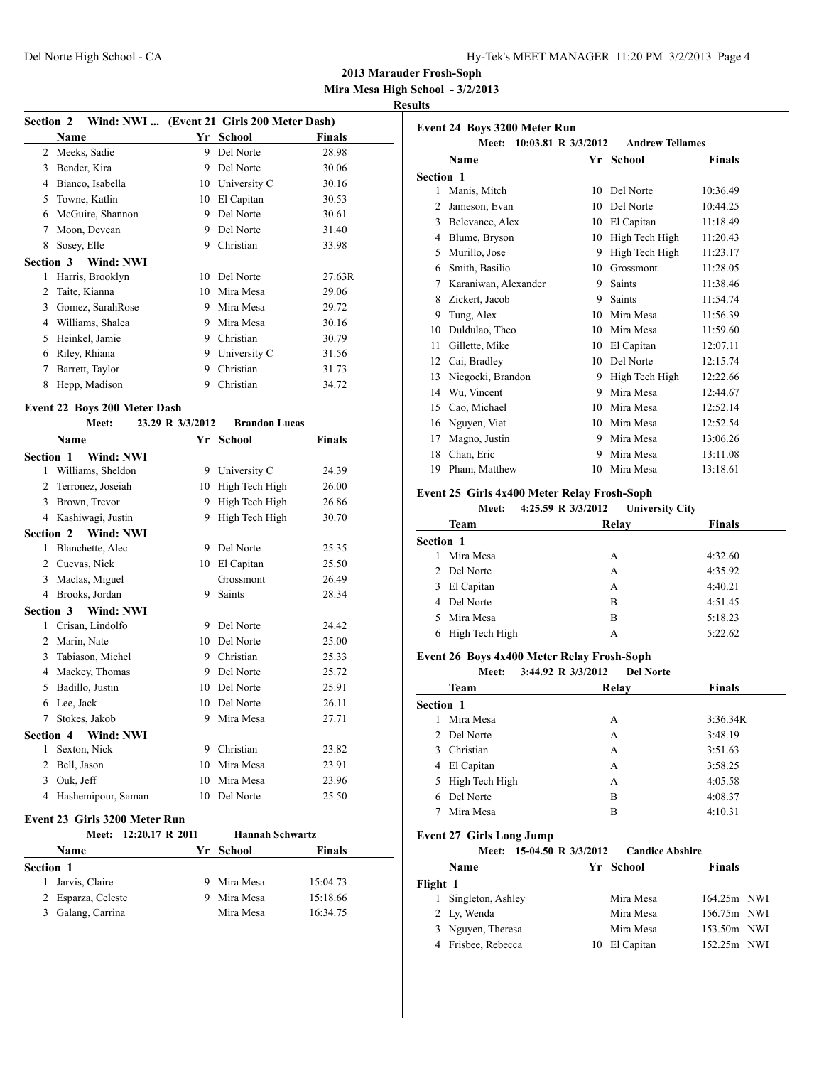**2013 Marauder Frosh-Soph**

**Mira Mesa High School - 3/2/2013**

**Results**

**Section 2 Wind: NWI ... (Event 21 Girls 200 Meter Dash)**

| | Name | Yr | School | Finals |
|---|---|---|---|---|
| 2 | Meeks, Sadie | 9 | Del Norte | 28.98 |
| 3 | Bender, Kira | 9 | Del Norte | 30.06 |
| 4 | Bianco, Isabella | 10 | University C | 30.16 |
| 5 | Towne, Katlin | 10 | El Capitan | 30.53 |
| 6 | McGuire, Shannon | 9 | Del Norte | 30.61 |
| 7 | Moon, Devean | 9 | Del Norte | 31.40 |
| 8 | Sosey, Elle | 9 | Christian | 33.98 |
| **Section 3 Wind: NWI** | | | | |
| 1 | Harris, Brooklyn | 10 | Del Norte | 27.63R |
| 2 | Taite, Kianna | 10 | Mira Mesa | 29.06 |
| 3 | Gomez, SarahRose | 9 | Mira Mesa | 29.72 |
| 4 | Williams, Shalea | 9 | Mira Mesa | 30.16 |
| 5 | Heinkel, Jamie | 9 | Christian | 30.79 |
| 6 | Riley, Rhiana | 9 | University C | 31.56 |
| 7 | Barrett, Taylor | 9 | Christian | 31.73 |
| 8 | Hepp, Madison | 9 | Christian | 34.72 |

### Event 22 Boys 200 Meter Dash

Meet: 23.29 R 3/3/2012 Brandon Lucas

| | Name | Yr | School | Finals |
|---|---|---|---|---|
| **Section 1 Wind: NWI** | | | | |
| 1 | Williams, Sheldon | 9 | University C | 24.39 |
| 2 | Terronez, Joseiah | 10 | High Tech High | 26.00 |
| 3 | Brown, Trevor | 9 | High Tech High | 26.86 |
| 4 | Kashiwagi, Justin | 9 | High Tech High | 30.70 |
| **Section 2 Wind: NWI** | | | | |
| 1 | Blanchette, Alec | 9 | Del Norte | 25.35 |
| 2 | Cuevas, Nick | 10 | El Capitan | 25.50 |
| 3 | Maclas, Miguel | | Grossmont | 26.49 |
| 4 | Brooks, Jordan | 9 | Saints | 28.34 |
| **Section 3 Wind: NWI** | | | | |
| 1 | Crisan, Lindolfo | 9 | Del Norte | 24.42 |
| 2 | Marin, Nate | 10 | Del Norte | 25.00 |
| 3 | Tabiason, Michel | 9 | Christian | 25.33 |
| 4 | Mackey, Thomas | 9 | Del Norte | 25.72 |
| 5 | Badillo, Justin | 10 | Del Norte | 25.91 |
| 6 | Lee, Jack | 10 | Del Norte | 26.11 |
| 7 | Stokes, Jakob | 9 | Mira Mesa | 27.71 |
| **Section 4 Wind: NWI** | | | | |
| 1 | Sexton, Nick | 9 | Christian | 23.82 |
| 2 | Bell, Jason | 10 | Mira Mesa | 23.91 |
| 3 | Ouk, Jeff | 10 | Mira Mesa | 23.96 |
| 4 | Hashemipour, Saman | 10 | Del Norte | 25.50 |

### Event 23 Girls 3200 Meter Run

Meet: 12:20.17 R 2011 Hannah Schwartz

| | Name | Yr | School | Finals |
|---|---|---|---|---|
| **Section 1** | | | | |
| 1 | Jarvis, Claire | 9 | Mira Mesa | 15:04.73 |
| 2 | Esparza, Celeste | 9 | Mira Mesa | 15:18.66 |
| 3 | Galang, Carrina | | Mira Mesa | 16:34.75 |

### Event 24 Boys 3200 Meter Run

Meet: 10:03.81 R 3/3/2012 Andrew Tellames

| | Name | Yr | School | Finals |
|---|---|---|---|---|
| **Section 1** | | | | |
| 1 | Manis, Mitch | 10 | Del Norte | 10:36.49 |
| 2 | Jameson, Evan | 10 | Del Norte | 10:44.25 |
| 3 | Belevance, Alex | 10 | El Capitan | 11:18.49 |
| 4 | Blume, Bryson | 10 | High Tech High | 11:20.43 |
| 5 | Murillo, Jose | 9 | High Tech High | 11:23.17 |
| 6 | Smith, Basilio | 10 | Grossmont | 11:28.05 |
| 7 | Karaniwan, Alexander | 9 | Saints | 11:38.46 |
| 8 | Zickert, Jacob | 9 | Saints | 11:54.74 |
| 9 | Tung, Alex | 10 | Mira Mesa | 11:56.39 |
| 10 | Duldulao, Theo | 10 | Mira Mesa | 11:59.60 |
| 11 | Gillette, Mike | 10 | El Capitan | 12:07.11 |
| 12 | Cai, Bradley | 10 | Del Norte | 12:15.74 |
| 13 | Niegocki, Brandon | 9 | High Tech High | 12:22.66 |
| 14 | Wu, Vincent | 9 | Mira Mesa | 12:44.67 |
| 15 | Cao, Michael | 10 | Mira Mesa | 12:52.14 |
| 16 | Nguyen, Viet | 10 | Mira Mesa | 12:52.54 |
| 17 | Magno, Justin | 9 | Mira Mesa | 13:06.26 |
| 18 | Chan, Eric | 9 | Mira Mesa | 13:11.08 |
| 19 | Pham, Matthew | 10 | Mira Mesa | 13:18.61 |

### Event 25 Girls 4x400 Meter Relay Frosh-Soph

Meet: 4:25.59 R 3/3/2012 University City

| | Team | Relay | Finals |
|---|---|---|---|
| **Section 1** | | | |
| 1 | Mira Mesa | A | 4:32.60 |
| 2 | Del Norte | A | 4:35.92 |
| 3 | El Capitan | A | 4:40.21 |
| 4 | Del Norte | B | 4:51.45 |
| 5 | Mira Mesa | B | 5:18.23 |
| 6 | High Tech High | A | 5:22.62 |

### Event 26 Boys 4x400 Meter Relay Frosh-Soph

Meet: 3:44.92 R 3/3/2012 Del Norte

| | Team | Relay | Finals |
|---|---|---|---|
| **Section 1** | | | |
| 1 | Mira Mesa | A | 3:36.34R |
| 2 | Del Norte | A | 3:48.19 |
| 3 | Christian | A | 3:51.63 |
| 4 | El Capitan | A | 3:58.25 |
| 5 | High Tech High | A | 4:05.58 |
| 6 | Del Norte | B | 4:08.37 |
| 7 | Mira Mesa | B | 4:10.31 |

### Event 27 Girls Long Jump

Meet: 15-04.50 R 3/3/2012 Candice Abshire

| | Name | Yr | School | Finals | |
|---|---|---|---|---|---|
| **Flight 1** | | | | | |
| 1 | Singleton, Ashley | | Mira Mesa | 164.25m | NWI |
| 2 | Ly, Wenda | | Mira Mesa | 156.75m | NWI |
| 3 | Nguyen, Theresa | | Mira Mesa | 153.50m | NWI |
| 4 | Frisbee, Rebecca | 10 | El Capitan | 152.25m | NWI |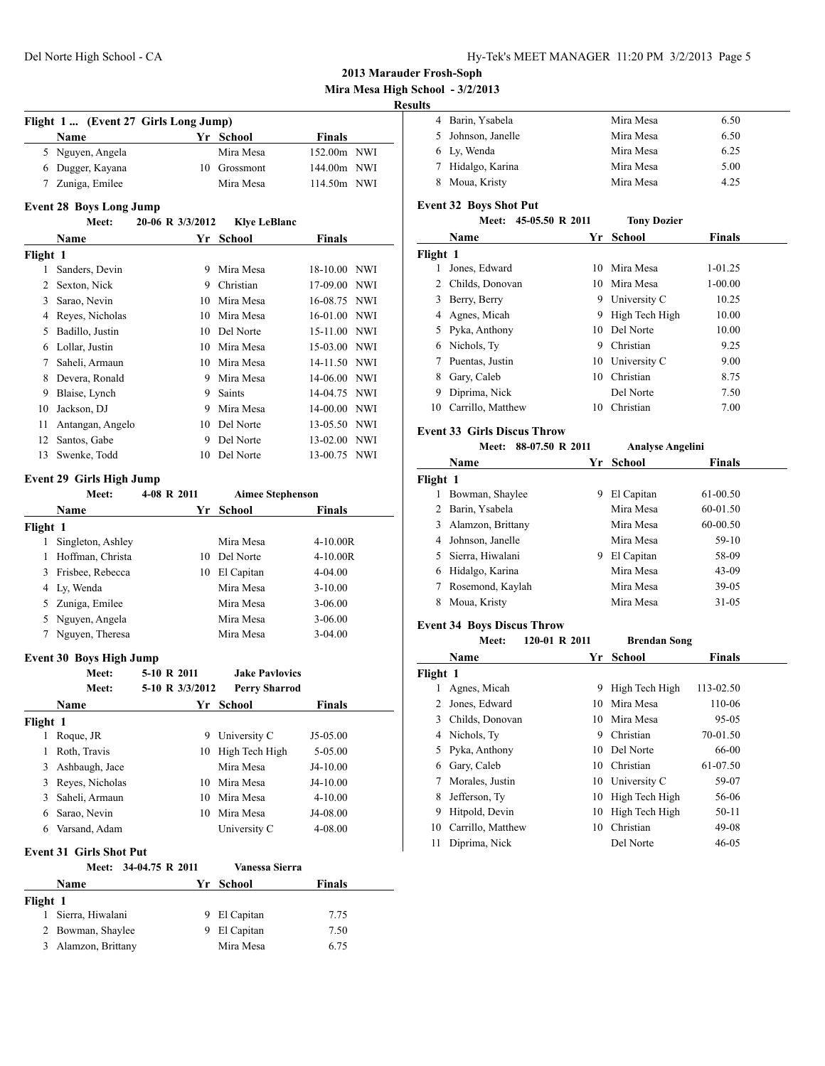**2013 Marauder Frosh-Soph**

**Mira Mesa High School - 3/2/2013**

**Results**

### Flight 1 ... (Event 27 Girls Long Jump)

| | Name | Yr | School | Finals | |
|---|---|---|---|---|---|
| 5 | Nguyen, Angela | | Mira Mesa | 152.00m | NWI |
| 6 | Dugger, Kayana | 10 | Grossmont | 144.00m | NWI |
| 7 | Zuniga, Emilee | | Mira Mesa | 114.50m | NWI |

### Event 28 Boys Long Jump

Meet: 20-06 R 3/3/2012 Klye LeBlanc

| | Name | Yr | School | Finals | |
|---|---|---|---|---|---|
| **Flight 1** | | | | | |
| 1 | Sanders, Devin | 9 | Mira Mesa | 18-10.00 | NWI |
| 2 | Sexton, Nick | 9 | Christian | 17-09.00 | NWI |
| 3 | Sarao, Nevin | 10 | Mira Mesa | 16-08.75 | NWI |
| 4 | Reyes, Nicholas | 10 | Mira Mesa | 16-01.00 | NWI |
| 5 | Badillo, Justin | 10 | Del Norte | 15-11.00 | NWI |
| 6 | Lollar, Justin | 10 | Mira Mesa | 15-03.00 | NWI |
| 7 | Saheli, Armaun | 10 | Mira Mesa | 14-11.50 | NWI |
| 8 | Devera, Ronald | 9 | Mira Mesa | 14-06.00 | NWI |
| 9 | Blaise, Lynch | 9 | Saints | 14-04.75 | NWI |
| 10 | Jackson, DJ | 9 | Mira Mesa | 14-00.00 | NWI |
| 11 | Antangan, Angelo | 10 | Del Norte | 13-05.50 | NWI |
| 12 | Santos, Gabe | 9 | Del Norte | 13-02.00 | NWI |
| 13 | Swenke, Todd | 10 | Del Norte | 13-00.75 | NWI |

### Event 29 Girls High Jump

Meet: 4-08 R 2011 Aimee Stephenson

| | Name | Yr | School | Finals |
|---|---|---|---|---|
| **Flight 1** | | | | |
| 1 | Singleton, Ashley | | Mira Mesa | 4-10.00R |
| 1 | Hoffman, Christa | 10 | Del Norte | 4-10.00R |
| 3 | Frisbee, Rebecca | 10 | El Capitan | 4-04.00 |
| 4 | Ly, Wenda | | Mira Mesa | 3-10.00 |
| 5 | Zuniga, Emilee | | Mira Mesa | 3-06.00 |
| 5 | Nguyen, Angela | | Mira Mesa | 3-06.00 |
| 7 | Nguyen, Theresa | | Mira Mesa | 3-04.00 |

### Event 30 Boys High Jump

Meet: 5-10 R 2011 Jake Pavlovics
Meet: 5-10 R 3/3/2012 Perry Sharrod

| | Name | Yr | School | Finals |
|---|---|---|---|---|
| **Flight 1** | | | | |
| 1 | Roque, JR | 9 | University C | J5-05.00 |
| 1 | Roth, Travis | 10 | High Tech High | 5-05.00 |
| 3 | Ashbaugh, Jace | | Mira Mesa | J4-10.00 |
| 3 | Reyes, Nicholas | 10 | Mira Mesa | J4-10.00 |
| 3 | Saheli, Armaun | 10 | Mira Mesa | 4-10.00 |
| 6 | Sarao, Nevin | 10 | Mira Mesa | J4-08.00 |
| 6 | Varsand, Adam | | University C | 4-08.00 |

### Event 31 Girls Shot Put

Meet: 34-04.75 R 2011 Vanessa Sierra

| | Name | Yr | School | Finals |
|---|---|---|---|---|
| **Flight 1** | | | | |
| 1 | Sierra, Hiwalani | 9 | El Capitan | 7.75 |
| 2 | Bowman, Shaylee | 9 | El Capitan | 7.50 |
| 3 | Alamzon, Brittany | | Mira Mesa | 6.75 |
| 4 | Barin, Ysabela | | Mira Mesa | 6.50 |
| 5 | Johnson, Janelle | | Mira Mesa | 6.50 |
| 6 | Ly, Wenda | | Mira Mesa | 6.25 |
| 7 | Hidalgo, Karina | | Mira Mesa | 5.00 |
| 8 | Moua, Kristy | | Mira Mesa | 4.25 |

### Event 32 Boys Shot Put

Meet: 45-05.50 R 2011 Tony Dozier

| | Name | Yr | School | Finals |
|---|---|---|---|---|
| **Flight 1** | | | | |
| 1 | Jones, Edward | 10 | Mira Mesa | 1-01.25 |
| 2 | Childs, Donovan | 10 | Mira Mesa | 1-00.00 |
| 3 | Berry, Berry | 9 | University C | 10.25 |
| 4 | Agnes, Micah | 9 | High Tech High | 10.00 |
| 5 | Pyka, Anthony | 10 | Del Norte | 10.00 |
| 6 | Nichols, Ty | 9 | Christian | 9.25 |
| 7 | Puentas, Justin | 10 | University C | 9.00 |
| 8 | Gary, Caleb | 10 | Christian | 8.75 |
| 9 | Diprima, Nick | | Del Norte | 7.50 |
| 10 | Carrillo, Matthew | 10 | Christian | 7.00 |

### Event 33 Girls Discus Throw

Meet: 88-07.50 R 2011 Analyse Angelini

| | Name | Yr | School | Finals |
|---|---|---|---|---|
| **Flight 1** | | | | |
| 1 | Bowman, Shaylee | 9 | El Capitan | 61-00.50 |
| 2 | Barin, Ysabela | | Mira Mesa | 60-01.50 |
| 3 | Alamzon, Brittany | | Mira Mesa | 60-00.50 |
| 4 | Johnson, Janelle | | Mira Mesa | 59-10 |
| 5 | Sierra, Hiwalani | 9 | El Capitan | 58-09 |
| 6 | Hidalgo, Karina | | Mira Mesa | 43-09 |
| 7 | Rosemond, Kaylah | | Mira Mesa | 39-05 |
| 8 | Moua, Kristy | | Mira Mesa | 31-05 |

### Event 34 Boys Discus Throw

Meet: 120-01 R 2011 Brendan Song

| | Name | Yr | School | Finals |
|---|---|---|---|---|
| **Flight 1** | | | | |
| 1 | Agnes, Micah | 9 | High Tech High | 113-02.50 |
| 2 | Jones, Edward | 10 | Mira Mesa | 110-06 |
| 3 | Childs, Donovan | 10 | Mira Mesa | 95-05 |
| 4 | Nichols, Ty | 9 | Christian | 70-01.50 |
| 5 | Pyka, Anthony | 10 | Del Norte | 66-00 |
| 6 | Gary, Caleb | 10 | Christian | 61-07.50 |
| 7 | Morales, Justin | 10 | University C | 59-07 |
| 8 | Jefferson, Ty | 10 | High Tech High | 56-06 |
| 9 | Hitpold, Devin | 10 | High Tech High | 50-11 |
| 10 | Carrillo, Matthew | 10 | Christian | 49-08 |
| 11 | Diprima, Nick | | Del Norte | 46-05 |